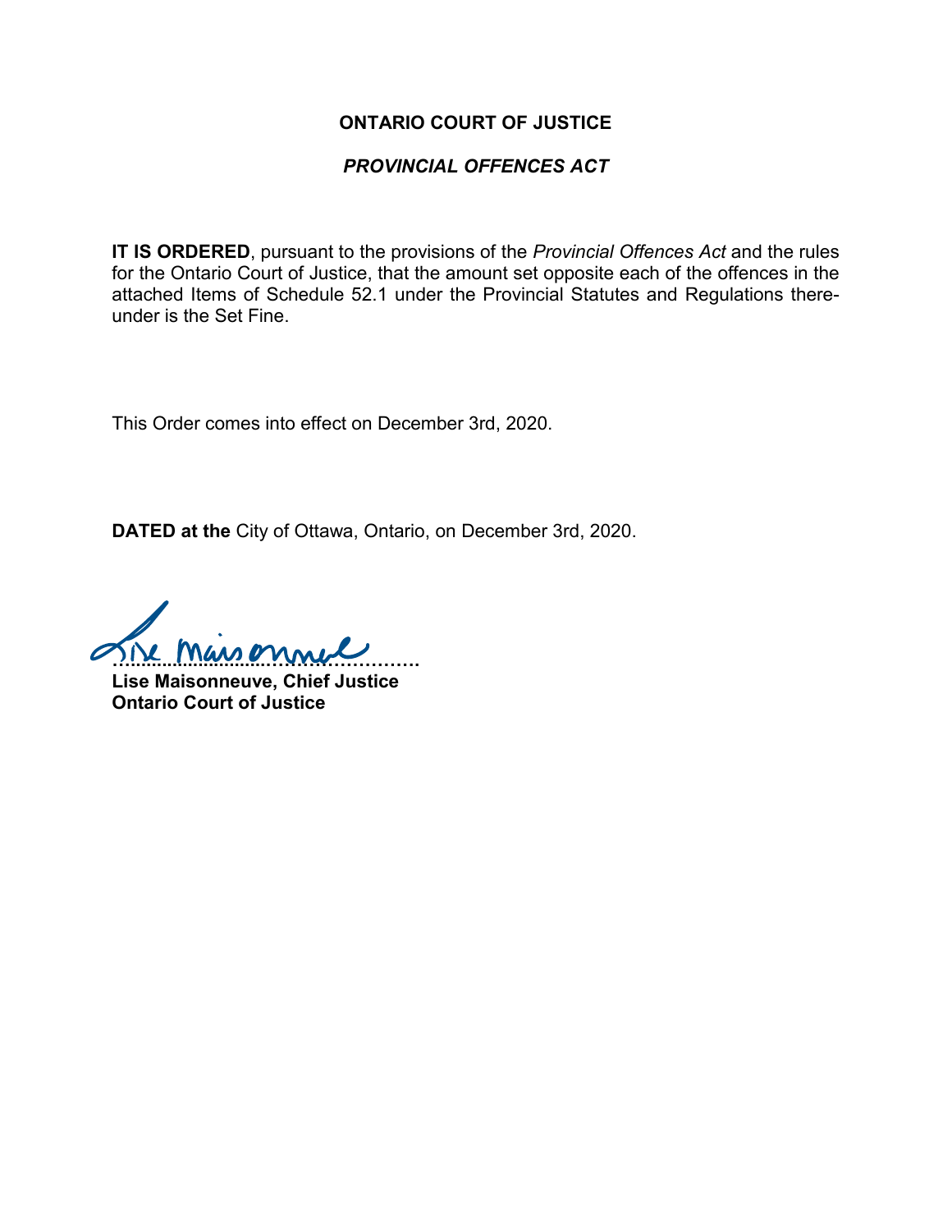**ONTARIO COURT OF JUSTICE**

***PROVINCIAL OFFENCES ACT***

**IT IS ORDERED**, pursuant to the provisions of the *Provincial Offences Act* and the rules for the Ontario Court of Justice, that the amount set opposite each of the offences in the attached Items of Schedule 52.1 under the Provincial Statutes and Regulations thereunder is the Set Fine.

This Order comes into effect on December 3rd, 2020.

**DATED at the** City of Ottawa, Ontario, on December 3rd, 2020.

……………………………………………

**Lise Maisonneuve, Chief Justice**
**Ontario Court of Justice**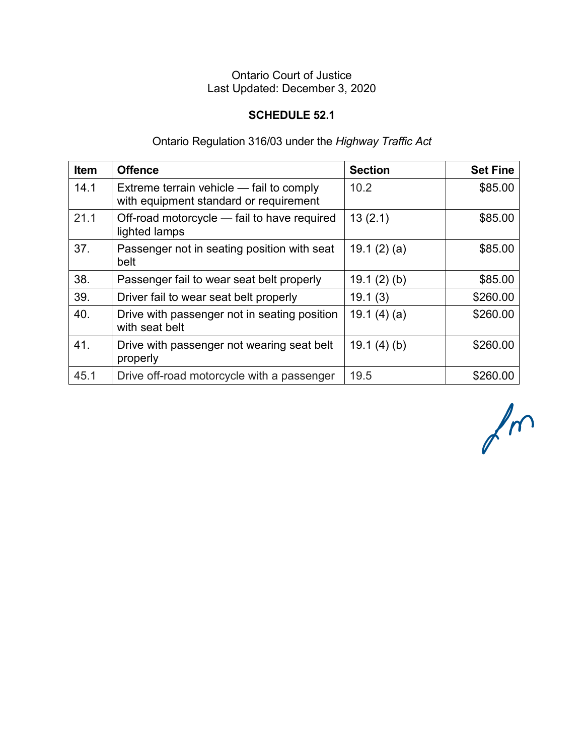Ontario Court of Justice
Last Updated: December 3, 2020

**SCHEDULE 52.1**

Ontario Regulation 316/03 under the *Highway Traffic Act*

| Item | Offence | Section | Set Fine |
|---|---|---|---|
| 14.1 | Extreme terrain vehicle — fail to comply with equipment standard or requirement | 10.2 | $85.00 |
| 21.1 | Off-road motorcycle — fail to have required lighted lamps | 13 (2.1) | $85.00 |
| 37. | Passenger not in seating position with seat belt | 19.1 (2) (a) | $85.00 |
| 38. | Passenger fail to wear seat belt properly | 19.1 (2) (b) | $85.00 |
| 39. | Driver fail to wear seat belt properly | 19.1 (3) | $260.00 |
| 40. | Drive with passenger not in seating position with seat belt | 19.1 (4) (a) | $260.00 |
| 41. | Drive with passenger not wearing seat belt properly | 19.1 (4) (b) | $260.00 |
| 45.1 | Drive off-road motorcycle with a passenger | 19.5 | $260.00 |